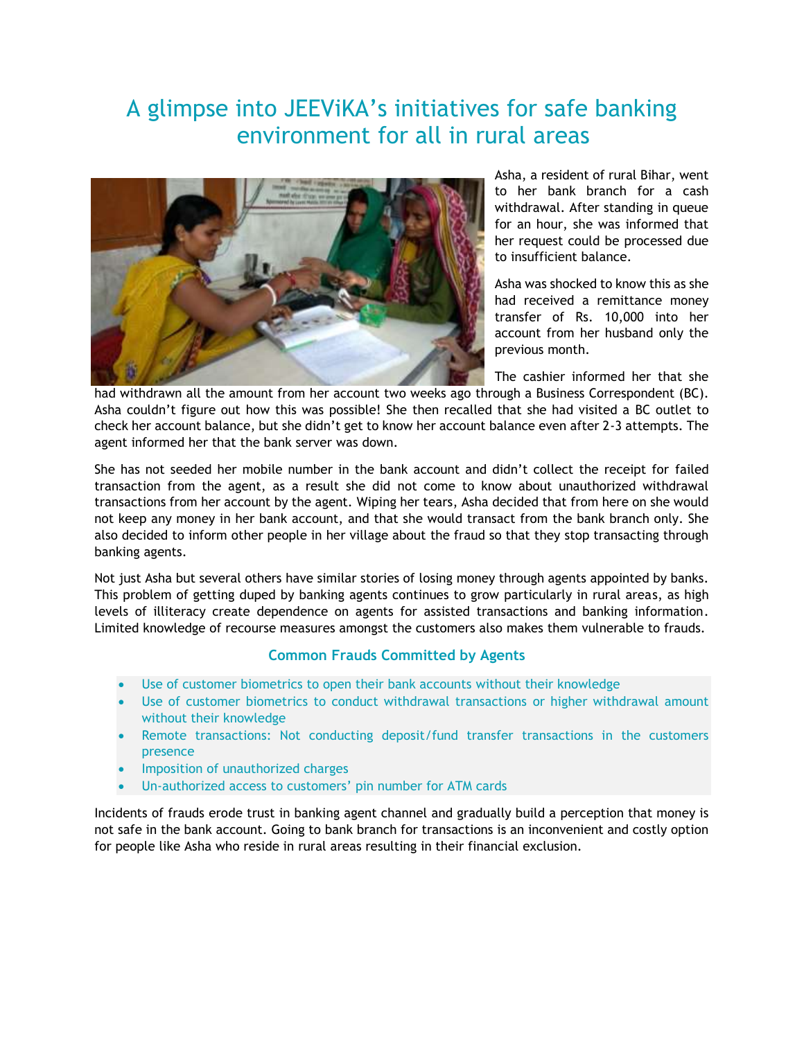# A glimpse into JEEViKA's initiatives for safe banking environment for all in rural areas

Asha, a resident of rural Bihar, went to her bank branch for a cash withdrawal. After standing in queue for an hour, she was informed that her request could be processed due to insufficient balance.

Asha was shocked to know this as she had received a remittance money transfer of Rs. 10,000 into her account from her husband only the previous month.

The cashier informed her that she had withdrawn all the amount from her account two weeks ago through a Business Correspondent (BC). Asha couldn't figure out how this was possible! She then recalled that she had visited a BC outlet to check her account balance, but she didn't get to know her account balance even after 2-3 attempts. The agent informed her that the bank server was down.

She has not seeded her mobile number in the bank account and didn't collect the receipt for failed transaction from the agent, as a result she did not come to know about unauthorized withdrawal transactions from her account by the agent. Wiping her tears, Asha decided that from here on she would not keep any money in her bank account, and that she would transact from the bank branch only. She also decided to inform other people in her village about the fraud so that they stop transacting through banking agents.

Not just Asha but several others have similar stories of losing money through agents appointed by banks. This problem of getting duped by banking agents continues to grow particularly in rural areas, as high levels of illiteracy create dependence on agents for assisted transactions and banking information. Limited knowledge of recourse measures amongst the customers also makes them vulnerable to frauds.

### Common Frauds Committed by Agents

- Use of customer biometrics to open their bank accounts without their knowledge
- Use of customer biometrics to conduct withdrawal transactions or higher withdrawal amount without their knowledge
- Remote transactions: Not conducting deposit/fund transfer transactions in the customers presence
- Imposition of unauthorized charges
- Un-authorized access to customers' pin number for ATM cards

Incidents of frauds erode trust in banking agent channel and gradually build a perception that money is not safe in the bank account. Going to bank branch for transactions is an inconvenient and costly option for people like Asha who reside in rural areas resulting in their financial exclusion.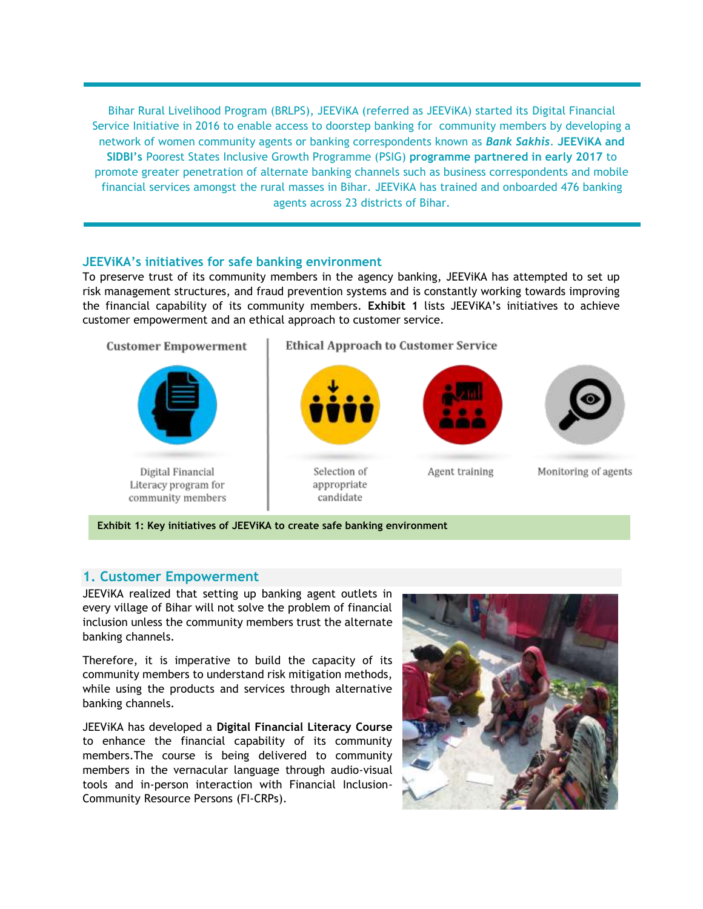Bihar Rural Livelihood Program (BRLPS), JEEViKA (referred as JEEViKA) started its Digital Financial Service Initiative in 2016 to enable access to doorstep banking for community members by developing a network of women community agents or banking correspondents known as ***Bank Sakhis***. **JEEViKA and SIDBI's** Poorest States Inclusive Growth Programme (PSIG) **programme partnered in early 2017** to promote greater penetration of alternate banking channels such as business correspondents and mobile financial services amongst the rural masses in Bihar. JEEViKA has trained and onboarded 476 banking agents across 23 districts of Bihar.

## JEEViKA's initiatives for safe banking environment

To preserve trust of its community members in the agency banking, JEEViKA has attempted to set up risk management structures, and fraud prevention systems and is constantly working towards improving the financial capability of its community members. **Exhibit 1** lists JEEViKA's initiatives to achieve customer empowerment and an ethical approach to customer service.

**Customer Empowerment**

- Digital Financial Literacy program for community members

**Ethical Approach to Customer Service**

- Selection of appropriate candidate
- Agent training
- Monitoring of agents

**Exhibit 1: Key initiatives of JEEViKA to create safe banking environment**

## 1. Customer Empowerment

JEEViKA realized that setting up banking agent outlets in every village of Bihar will not solve the problem of financial inclusion unless the community members trust the alternate banking channels.

Therefore, it is imperative to build the capacity of its community members to understand risk mitigation methods, while using the products and services through alternative banking channels.

JEEViKA has developed a **Digital Financial Literacy Course** to enhance the financial capability of its community members.The course is being delivered to community members in the vernacular language through audio-visual tools and in-person interaction with Financial Inclusion-Community Resource Persons (FI-CRPs).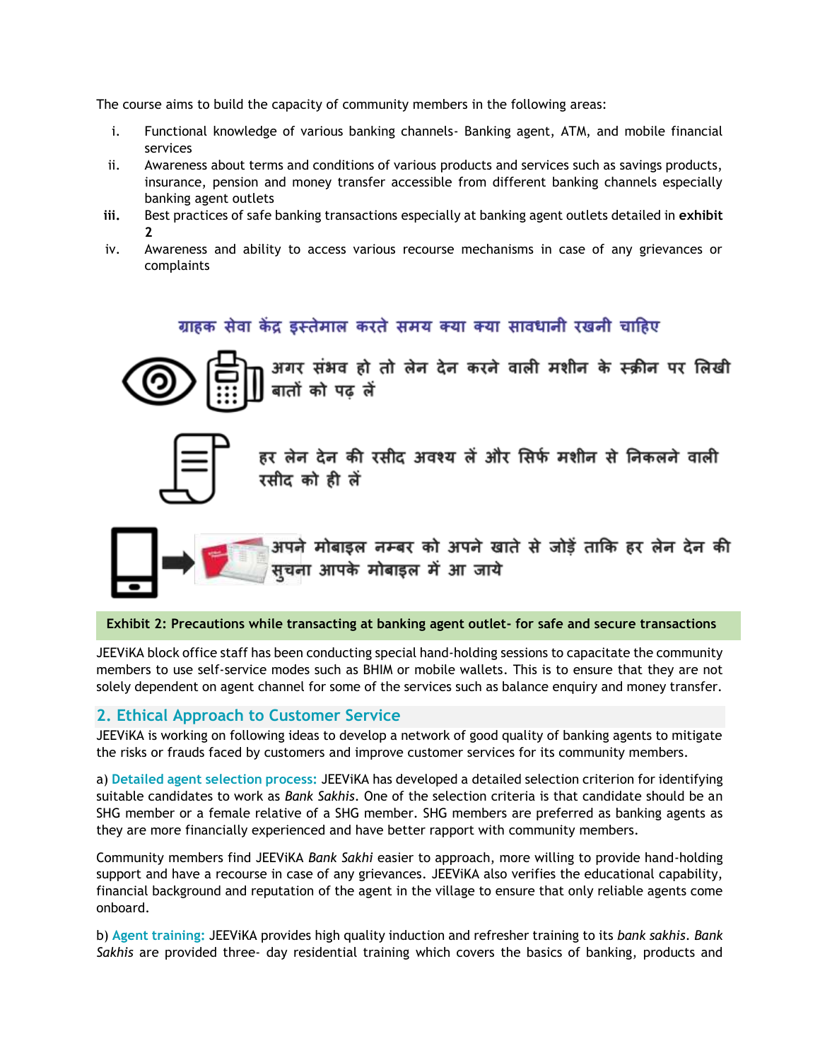The course aims to build the capacity of community members in the following areas:

i. Functional knowledge of various banking channels- Banking agent, ATM, and mobile financial services
ii. Awareness about terms and conditions of various products and services such as savings products, insurance, pension and money transfer accessible from different banking channels especially banking agent outlets
iii. Best practices of safe banking transactions especially at banking agent outlets detailed in **exhibit 2**
iv. Awareness and ability to access various recourse mechanisms in case of any grievances or complaints

ग्राहक सेवा केंद्र इस्तेमाल करते समय क्या क्या सावधानी रखनी चाहिए

अगर संभव हो तो लेन देन करने वाली मशीन के स्क्रीन पर लिखी बातों को पढ़ लें

हर लेन देन की रसीद अवश्य लें और सिर्फ मशीन से निकलने वाली रसीद को ही लें

अपने मोबाइल नम्बर को अपने खाते से जोड़ें ताकि हर लेन देन की सुचना आपके मोबाइल में आ जाये

**Exhibit 2: Precautions while transacting at banking agent outlet- for safe and secure transactions**

JEEViKA block office staff has been conducting special hand-holding sessions to capacitate the community members to use self-service modes such as BHIM or mobile wallets. This is to ensure that they are not solely dependent on agent channel for some of the services such as balance enquiry and money transfer.

## 2. Ethical Approach to Customer Service

JEEViKA is working on following ideas to develop a network of good quality of banking agents to mitigate the risks or frauds faced by customers and improve customer services for its community members.

a) **Detailed agent selection process:** JEEViKA has developed a detailed selection criterion for identifying suitable candidates to work as *Bank Sakhis*. One of the selection criteria is that candidate should be an SHG member or a female relative of a SHG member. SHG members are preferred as banking agents as they are more financially experienced and have better rapport with community members.

Community members find JEEViKA *Bank Sakhi* easier to approach, more willing to provide hand-holding support and have a recourse in case of any grievances. JEEViKA also verifies the educational capability, financial background and reputation of the agent in the village to ensure that only reliable agents come onboard.

b) **Agent training:** JEEViKA provides high quality induction and refresher training to its *bank sakhis*. *Bank Sakhis* are provided three- day residential training which covers the basics of banking, products and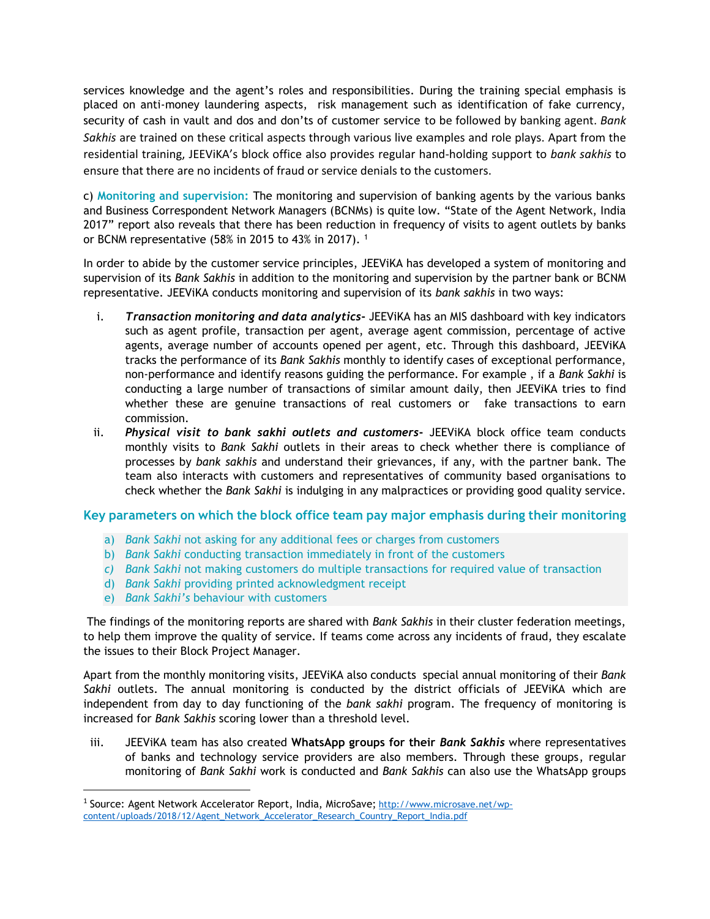services knowledge and the agent's roles and responsibilities. During the training special emphasis is placed on anti-money laundering aspects, risk management such as identification of fake currency, security of cash in vault and dos and don'ts of customer service to be followed by banking agent. *Bank Sakhis* are trained on these critical aspects through various live examples and role plays. Apart from the residential training, JEEViKA's block office also provides regular hand-holding support to *bank sakhis* to ensure that there are no incidents of fraud or service denials to the customers.

c) **Monitoring and supervision:** The monitoring and supervision of banking agents by the various banks and Business Correspondent Network Managers (BCNMs) is quite low. "State of the Agent Network, India 2017" report also reveals that there has been reduction in frequency of visits to agent outlets by banks or BCNM representative (58% in 2015 to 43% in 2017). [1]

In order to abide by the customer service principles, JEEViKA has developed a system of monitoring and supervision of its *Bank Sakhis* in addition to the monitoring and supervision by the partner bank or BCNM representative. JEEViKA conducts monitoring and supervision of its *bank sakhis* in two ways:

i. ***Transaction monitoring and data analytics-*** JEEViKA has an MIS dashboard with key indicators such as agent profile, transaction per agent, average agent commission, percentage of active agents, average number of accounts opened per agent, etc. Through this dashboard, JEEViKA tracks the performance of its *Bank Sakhis* monthly to identify cases of exceptional performance, non-performance and identify reasons guiding the performance. For example , if a *Bank Sakhi* is conducting a large number of transactions of similar amount daily, then JEEViKA tries to find whether these are genuine transactions of real customers or fake transactions to earn commission.

ii. ***Physical visit to bank sakhi outlets and customers-*** JEEViKA block office team conducts monthly visits to *Bank Sakhi* outlets in their areas to check whether there is compliance of processes by *bank sakhis* and understand their grievances, if any, with the partner bank. The team also interacts with customers and representatives of community based organisations to check whether the *Bank Sakhi* is indulging in any malpractices or providing good quality service.

### Key parameters on which the block office team pay major emphasis during their monitoring

a) *Bank Sakhi* not asking for any additional fees or charges from customers
b) *Bank Sakhi* conducting transaction immediately in front of the customers
*c)* *Bank Sakhi* not making customers do multiple transactions for required value of transaction
d) *Bank Sakhi* providing printed acknowledgment receipt
e) *Bank Sakhi's* behaviour with customers

The findings of the monitoring reports are shared with *Bank Sakhis* in their cluster federation meetings, to help them improve the quality of service. If teams come across any incidents of fraud, they escalate the issues to their Block Project Manager.

Apart from the monthly monitoring visits, JEEViKA also conducts special annual monitoring of their *Bank Sakhi* outlets. The annual monitoring is conducted by the district officials of JEEViKA which are independent from day to day functioning of the *bank sakhi* program. The frequency of monitoring is increased for *Bank Sakhis* scoring lower than a threshold level.

iii. JEEViKA team has also created **WhatsApp groups for their *Bank Sakhis*** where representatives of banks and technology service providers are also members. Through these groups, regular monitoring of *Bank Sakhi* work is conducted and *Bank Sakhis* can also use the WhatsApp groups

[1] Source: Agent Network Accelerator Report, India, MicroSave; http://www.microsave.net/wp-content/uploads/2018/12/Agent_Network_Accelerator_Research_Country_Report_India.pdf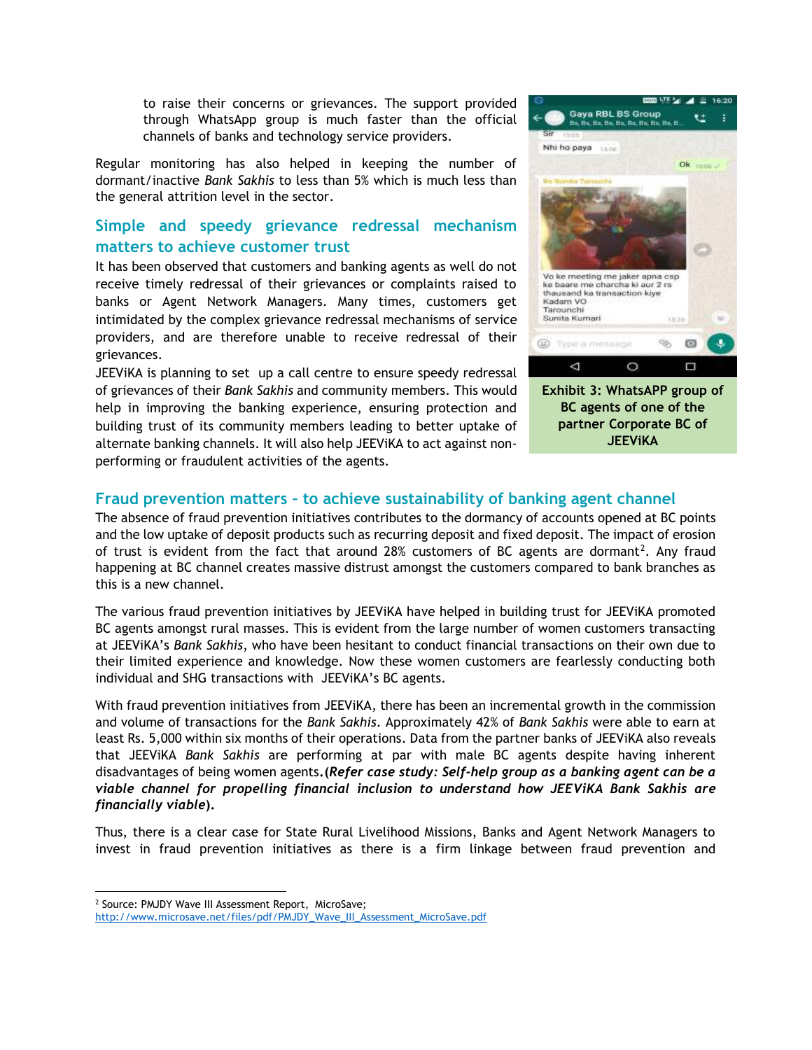to raise their concerns or grievances. The support provided through WhatsApp group is much faster than the official channels of banks and technology service providers.

Regular monitoring has also helped in keeping the number of dormant/inactive *Bank Sakhis* to less than 5% which is much less than the general attrition level in the sector.

## Simple and speedy grievance redressal mechanism matters to achieve customer trust

It has been observed that customers and banking agents as well do not receive timely redressal of their grievances or complaints raised to banks or Agent Network Managers. Many times, customers get intimidated by the complex grievance redressal mechanisms of service providers, and are therefore unable to receive redressal of their grievances.

JEEViKA is planning to set up a call centre to ensure speedy redressal of grievances of their *Bank Sakhis* and community members. This would help in improving the banking experience, ensuring protection and building trust of its community members leading to better uptake of alternate banking channels. It will also help JEEViKA to act against non-performing or fraudulent activities of the agents.

**Exhibit 3: WhatsAPP group of BC agents of one of the partner Corporate BC of JEEViKA**

## Fraud prevention matters – to achieve sustainability of banking agent channel

The absence of fraud prevention initiatives contributes to the dormancy of accounts opened at BC points and the low uptake of deposit products such as recurring deposit and fixed deposit. The impact of erosion of trust is evident from the fact that around 28% customers of BC agents are dormant[2]. Any fraud happening at BC channel creates massive distrust amongst the customers compared to bank branches as this is a new channel.

The various fraud prevention initiatives by JEEViKA have helped in building trust for JEEViKA promoted BC agents amongst rural masses. This is evident from the large number of women customers transacting at JEEViKA's *Bank Sakhis*, who have been hesitant to conduct financial transactions on their own due to their limited experience and knowledge. Now these women customers are fearlessly conducting both individual and SHG transactions with JEEViKA's BC agents.

With fraud prevention initiatives from JEEViKA, there has been an incremental growth in the commission and volume of transactions for the *Bank Sakhis*. Approximately 42% of *Bank Sakhis* were able to earn at least Rs. 5,000 within six months of their operations. Data from the partner banks of JEEViKA also reveals that JEEViKA *Bank Sakhis* are performing at par with male BC agents despite having inherent disadvantages of being women agents.**(*Refer case study: Self-help group as a banking agent can be a viable channel for propelling financial inclusion to understand how JEEViKA Bank Sakhis are financially viable*).**

Thus, there is a clear case for State Rural Livelihood Missions, Banks and Agent Network Managers to invest in fraud prevention initiatives as there is a firm linkage between fraud prevention and

---

[2] Source: PMJDY Wave III Assessment Report, MicroSave; http://www.microsave.net/files/pdf/PMJDY_Wave_III_Assessment_MicroSave.pdf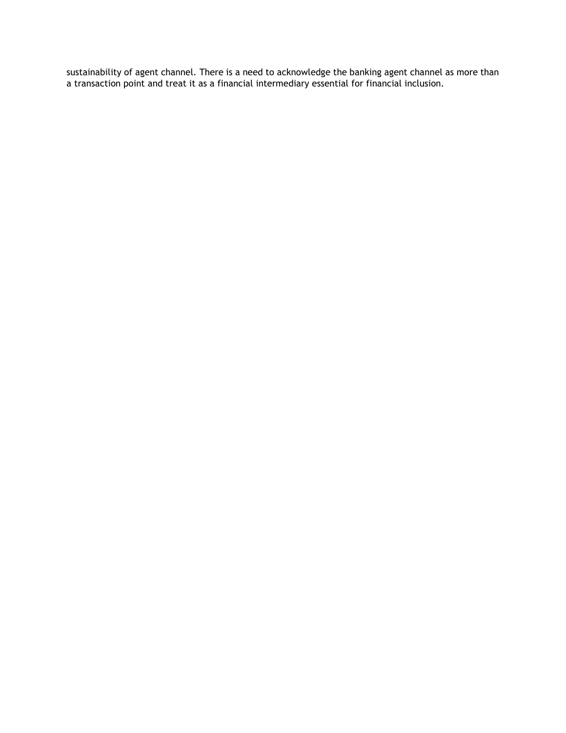sustainability of agent channel. There is a need to acknowledge the banking agent channel as more than a transaction point and treat it as a financial intermediary essential for financial inclusion.